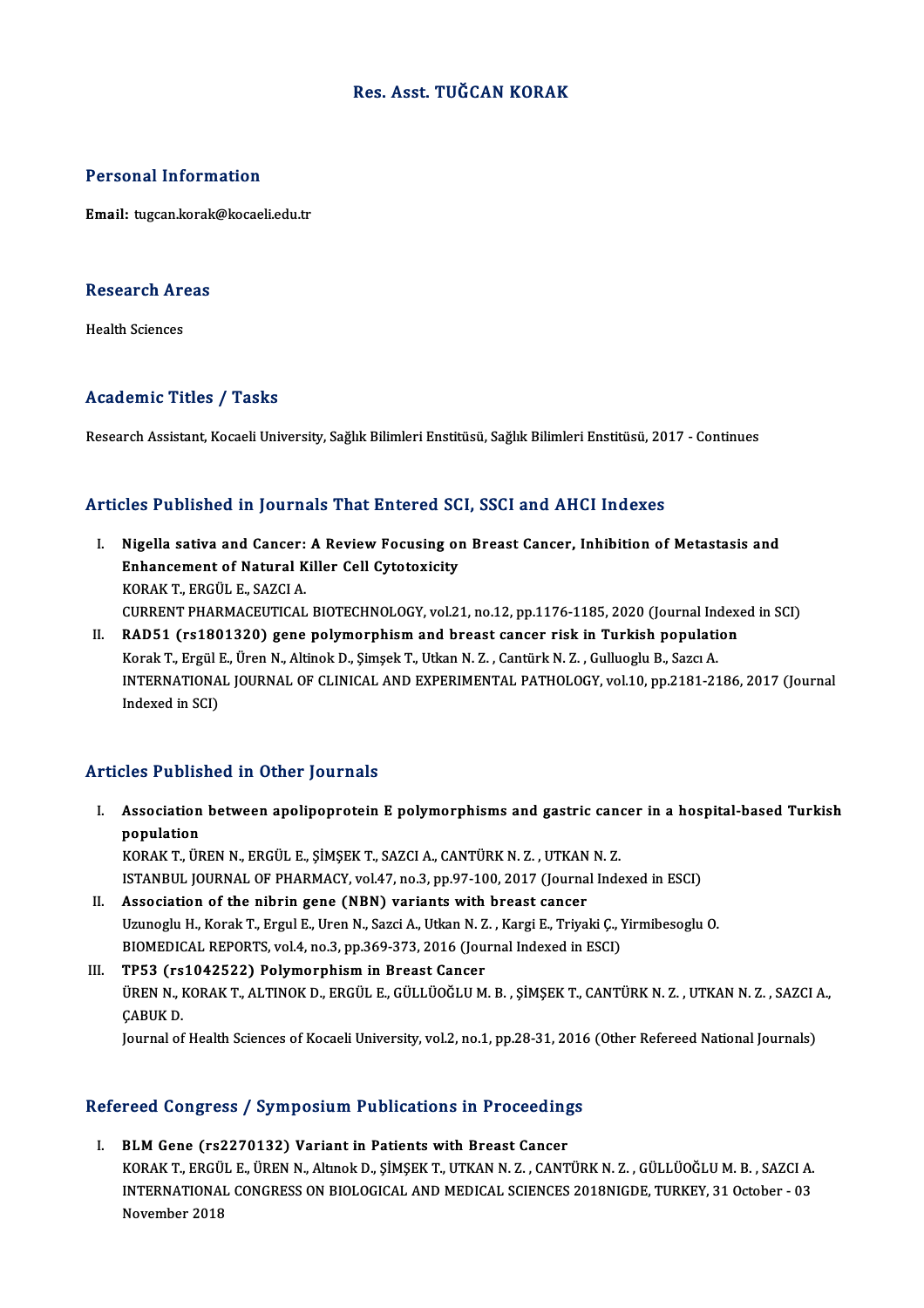# Res. Asst. TUĞCAN KORAK

## Personal Information

**Email:** tugcan.korak@kocaeli.edu.tr

## Research Areas

Health Sciences

## Academic Titles / Tasks

Research Assistant, Kocaeli University, Sağlık Bilimleri Enstitüsü, Sağlık Bilimleri Enstitüsü, 2017 - Continues

## Articles Published in Journals That Entered SCI, SSCI and AHCI Indexes

I. **Nigella sativa and Cancer: A Review Focusing on Breast Cancer, Inhibition of Metastasis and Enhancement of Natural Killer Cell Cytotoxicity**
KORAK T., ERGÜL E., SAZCI A.
CURRENT PHARMACEUTICAL BIOTECHNOLOGY, vol.21, no.12, pp.1176-1185, 2020 (Journal Indexed in SCI)

II. **RAD51 (rs1801320) gene polymorphism and breast cancer risk in Turkish population**
Korak T., Ergül E., Üren N., Altinok D., Şimşek T., Utkan N. Z. , Cantürk N. Z. , Gulluoglu B., Sazcı A.
INTERNATIONAL JOURNAL OF CLINICAL AND EXPERIMENTAL PATHOLOGY, vol.10, pp.2181-2186, 2017 (Journal Indexed in SCI)

## Articles Published in Other Journals

I. **Association between apolipoprotein E polymorphisms and gastric cancer in a hospital-based Turkish population**
KORAK T., ÜREN N., ERGÜL E., ŞİMŞEK T., SAZCI A., CANTÜRK N. Z. , UTKAN N. Z.
ISTANBUL JOURNAL OF PHARMACY, vol.47, no.3, pp.97-100, 2017 (Journal Indexed in ESCI)

II. **Association of the nibrin gene (NBN) variants with breast cancer**
Uzunoglu H., Korak T., Ergul E., Uren N., Sazci A., Utkan N. Z. , Kargi E., Triyaki Ç., Yirmibesoglu O.
BIOMEDICAL REPORTS, vol.4, no.3, pp.369-373, 2016 (Journal Indexed in ESCI)

III. **TP53 (rs1042522) Polymorphism in Breast Cancer**
ÜREN N., KORAK T., ALTINOK D., ERGÜL E., GÜLLÜOĞLU M. B. , ŞİMŞEK T., CANTÜRK N. Z. , UTKAN N. Z. , SAZCI A., ÇABUK D.
Journal of Health Sciences of Kocaeli University, vol.2, no.1, pp.28-31, 2016 (Other Refereed National Journals)

## Refereed Congress / Symposium Publications in Proceedings

I. **BLM Gene (rs2270132) Variant in Patients with Breast Cancer**
KORAK T., ERGÜL E., ÜREN N., Altınok D., ŞİMŞEK T., UTKAN N. Z. , CANTÜRK N. Z. , GÜLLÜOĞLU M. B. , SAZCI A.
INTERNATIONAL CONGRESS ON BIOLOGICAL AND MEDICAL SCIENCES 2018NIGDE, TURKEY, 31 October - 03 November 2018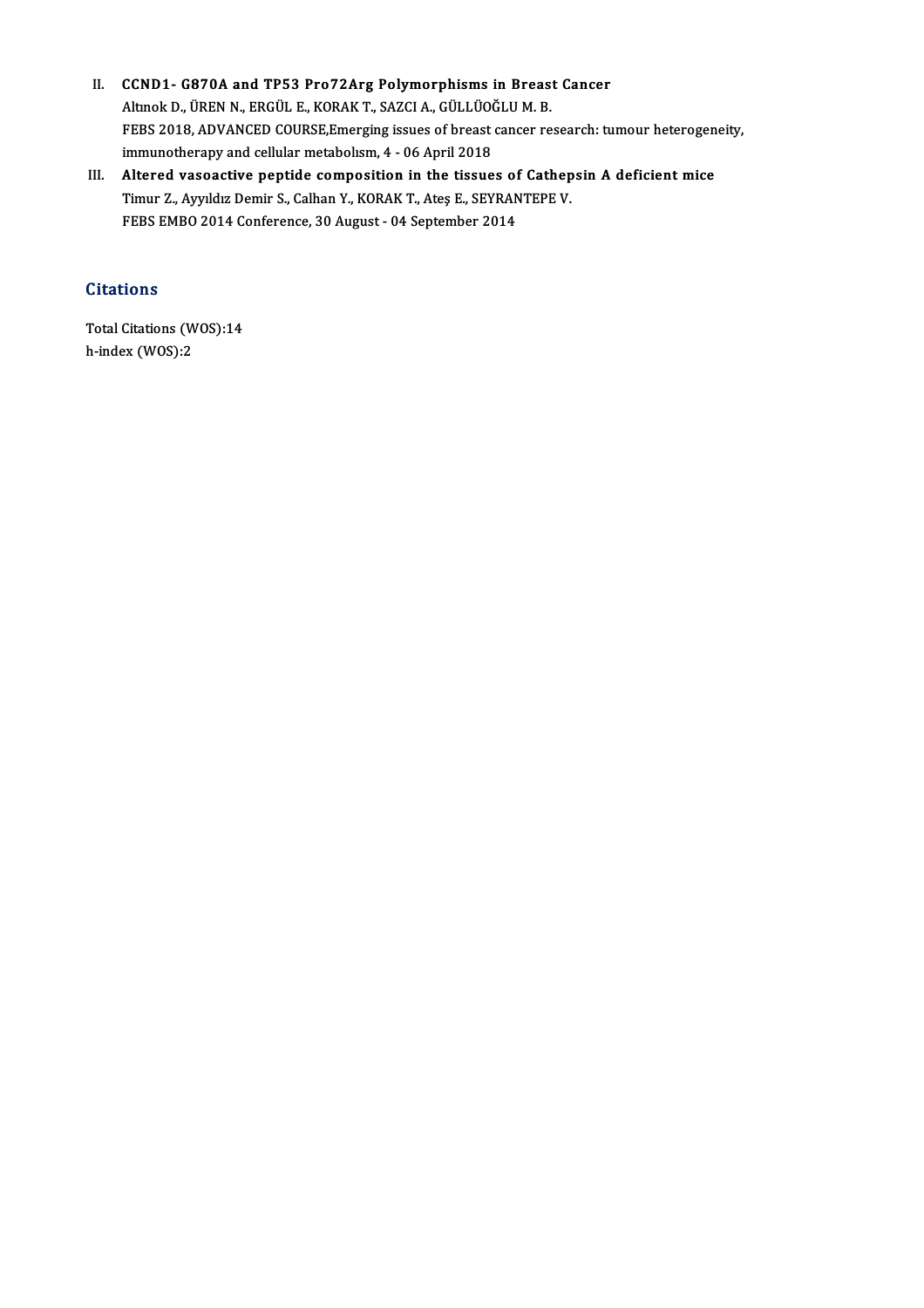II. **CCND1- G870A and TP53 Pro72Arg Polymorphisms in Breast Cancer**
Altınok D., ÜREN N., ERGÜL E., KORAK T., SAZCI A., GÜLLÜOĞLU M. B.
FEBS 2018, ADVANCED COURSE,Emerging issues of breast cancer research: tumour heterogeneity, immunotherapy and cellular metabolısm, 4 - 06 April 2018

III. **Altered vasoactive peptide composition in the tissues of Cathepsin A deficient mice**
Timur Z., Ayyıldız Demir S., Calhan Y., KORAK T., Ateş E., SEYRANTEPE V.
FEBS EMBO 2014 Conference, 30 August - 04 September 2014

## Citations

Total Citations (WOS):14
h-index (WOS):2